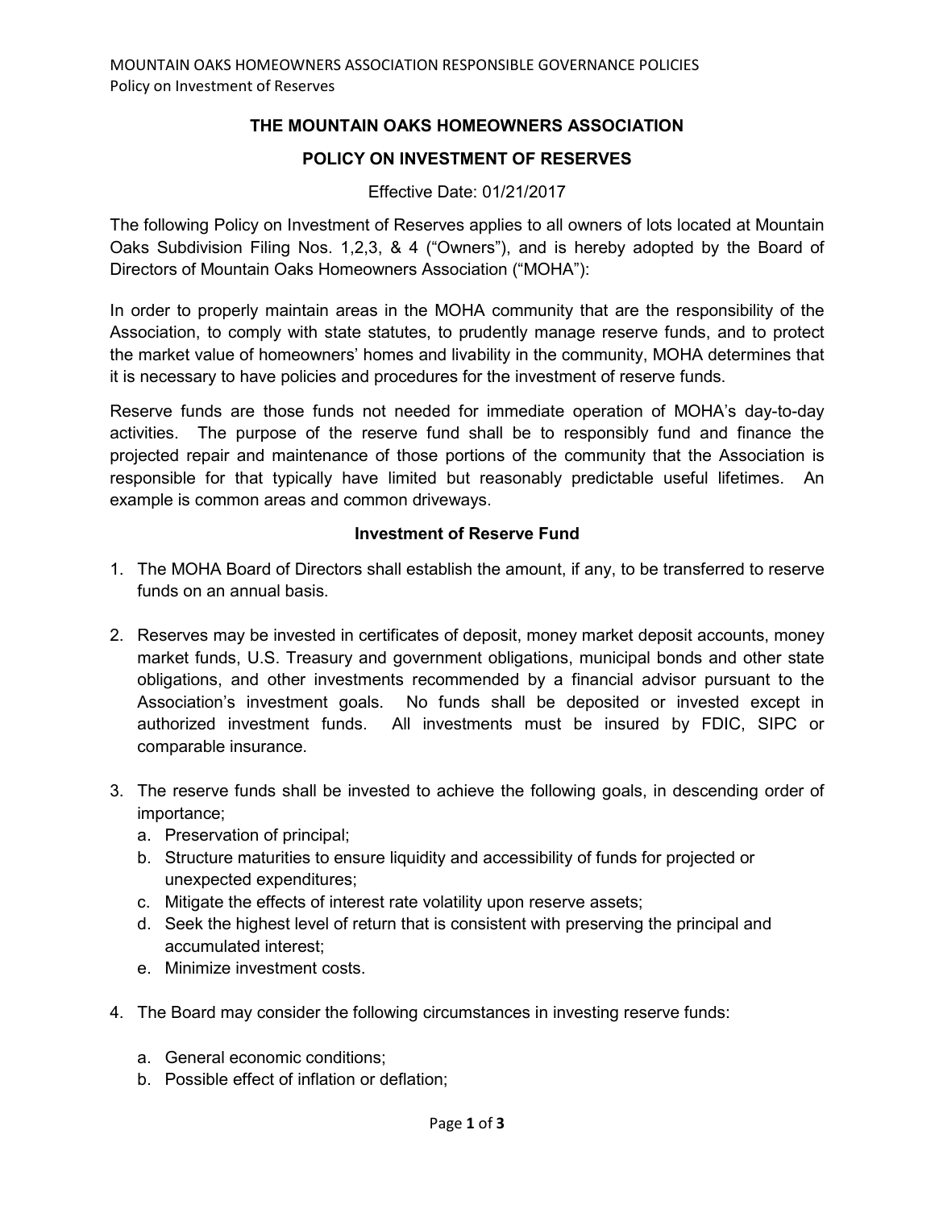# THE MOUNTAIN OAKS HOMEOWNERS ASSOCIATION

## POLICY ON INVESTMENT OF RESERVES

Effective Date: 01/21/2017

The following Policy on Investment of Reserves applies to all owners of lots located at Mountain Oaks Subdivision Filing Nos. 1,2,3, & 4 ("Owners"), and is hereby adopted by the Board of Directors of Mountain Oaks Homeowners Association ("MOHA"):

In order to properly maintain areas in the MOHA community that are the responsibility of the Association, to comply with state statutes, to prudently manage reserve funds, and to protect the market value of homeowners' homes and livability in the community, MOHA determines that it is necessary to have policies and procedures for the investment of reserve funds.

Reserve funds are those funds not needed for immediate operation of MOHA's day-to-day activities. The purpose of the reserve fund shall be to responsibly fund and finance the projected repair and maintenance of those portions of the community that the Association is responsible for that typically have limited but reasonably predictable useful lifetimes. An example is common areas and common driveways.

### Investment of Reserve Fund

1. The MOHA Board of Directors shall establish the amount, if any, to be transferred to reserve funds on an annual basis.

2. Reserves may be invested in certificates of deposit, money market deposit accounts, money market funds, U.S. Treasury and government obligations, municipal bonds and other state obligations, and other investments recommended by a financial advisor pursuant to the Association's investment goals. No funds shall be deposited or invested except in authorized investment funds. All investments must be insured by FDIC, SIPC or comparable insurance.

3. The reserve funds shall be invested to achieve the following goals, in descending order of importance;
   a. Preservation of principal;
   b. Structure maturities to ensure liquidity and accessibility of funds for projected or unexpected expenditures;
   c. Mitigate the effects of interest rate volatility upon reserve assets;
   d. Seek the highest level of return that is consistent with preserving the principal and accumulated interest;
   e. Minimize investment costs.

4. The Board may consider the following circumstances in investing reserve funds:

   a. General economic conditions;
   b. Possible effect of inflation or deflation;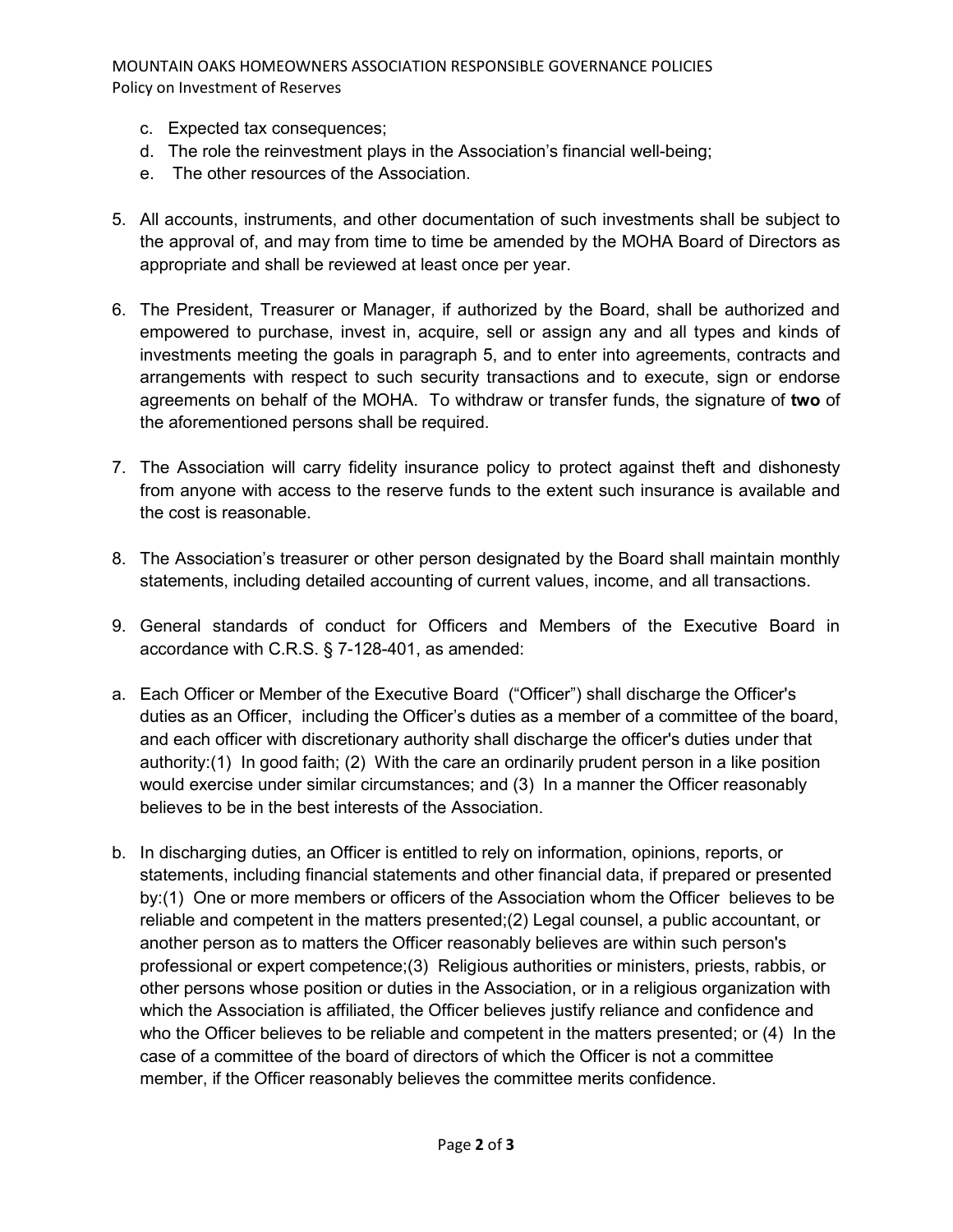c. Expected tax consequences;
d. The role the reinvestment plays in the Association's financial well-being;
e. The other resources of the Association.

5. All accounts, instruments, and other documentation of such investments shall be subject to the approval of, and may from time to time be amended by the MOHA Board of Directors as appropriate and shall be reviewed at least once per year.

6. The President, Treasurer or Manager, if authorized by the Board, shall be authorized and empowered to purchase, invest in, acquire, sell or assign any and all types and kinds of investments meeting the goals in paragraph 5, and to enter into agreements, contracts and arrangements with respect to such security transactions and to execute, sign or endorse agreements on behalf of the MOHA. To withdraw or transfer funds, the signature of **two** of the aforementioned persons shall be required.

7. The Association will carry fidelity insurance policy to protect against theft and dishonesty from anyone with access to the reserve funds to the extent such insurance is available and the cost is reasonable.

8. The Association's treasurer or other person designated by the Board shall maintain monthly statements, including detailed accounting of current values, income, and all transactions.

9. General standards of conduct for Officers and Members of the Executive Board in accordance with C.R.S. § 7-128-401, as amended:

a. Each Officer or Member of the Executive Board ("Officer") shall discharge the Officer's duties as an Officer, including the Officer's duties as a member of a committee of the board, and each officer with discretionary authority shall discharge the officer's duties under that authority:(1) In good faith; (2) With the care an ordinarily prudent person in a like position would exercise under similar circumstances; and (3) In a manner the Officer reasonably believes to be in the best interests of the Association.

b. In discharging duties, an Officer is entitled to rely on information, opinions, reports, or statements, including financial statements and other financial data, if prepared or presented by:(1) One or more members or officers of the Association whom the Officer believes to be reliable and competent in the matters presented;(2) Legal counsel, a public accountant, or another person as to matters the Officer reasonably believes are within such person's professional or expert competence;(3) Religious authorities or ministers, priests, rabbis, or other persons whose position or duties in the Association, or in a religious organization with which the Association is affiliated, the Officer believes justify reliance and confidence and who the Officer believes to be reliable and competent in the matters presented; or (4) In the case of a committee of the board of directors of which the Officer is not a committee member, if the Officer reasonably believes the committee merits confidence.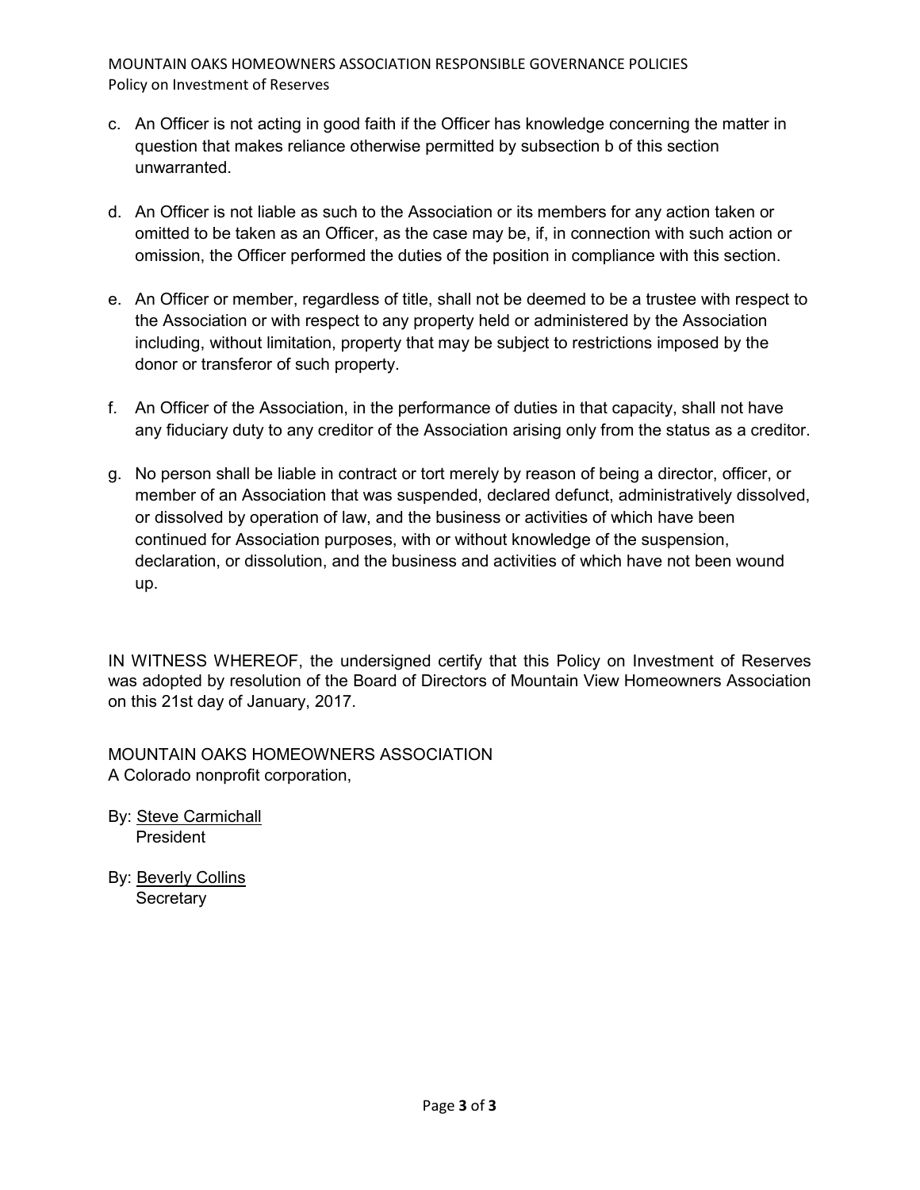c. An Officer is not acting in good faith if the Officer has knowledge concerning the matter in question that makes reliance otherwise permitted by subsection b of this section unwarranted.

d. An Officer is not liable as such to the Association or its members for any action taken or omitted to be taken as an Officer, as the case may be, if, in connection with such action or omission, the Officer performed the duties of the position in compliance with this section.

e. An Officer or member, regardless of title, shall not be deemed to be a trustee with respect to the Association or with respect to any property held or administered by the Association including, without limitation, property that may be subject to restrictions imposed by the donor or transferor of such property.

f. An Officer of the Association, in the performance of duties in that capacity, shall not have any fiduciary duty to any creditor of the Association arising only from the status as a creditor.

g. No person shall be liable in contract or tort merely by reason of being a director, officer, or member of an Association that was suspended, declared defunct, administratively dissolved, or dissolved by operation of law, and the business or activities of which have been continued for Association purposes, with or without knowledge of the suspension, declaration, or dissolution, and the business and activities of which have not been wound up.

IN WITNESS WHEREOF, the undersigned certify that this Policy on Investment of Reserves was adopted by resolution of the Board of Directors of Mountain View Homeowners Association on this 21st day of January, 2017.

MOUNTAIN OAKS HOMEOWNERS ASSOCIATION
A Colorado nonprofit corporation,

By: Steve Carmichall
President

By: Beverly Collins
Secretary